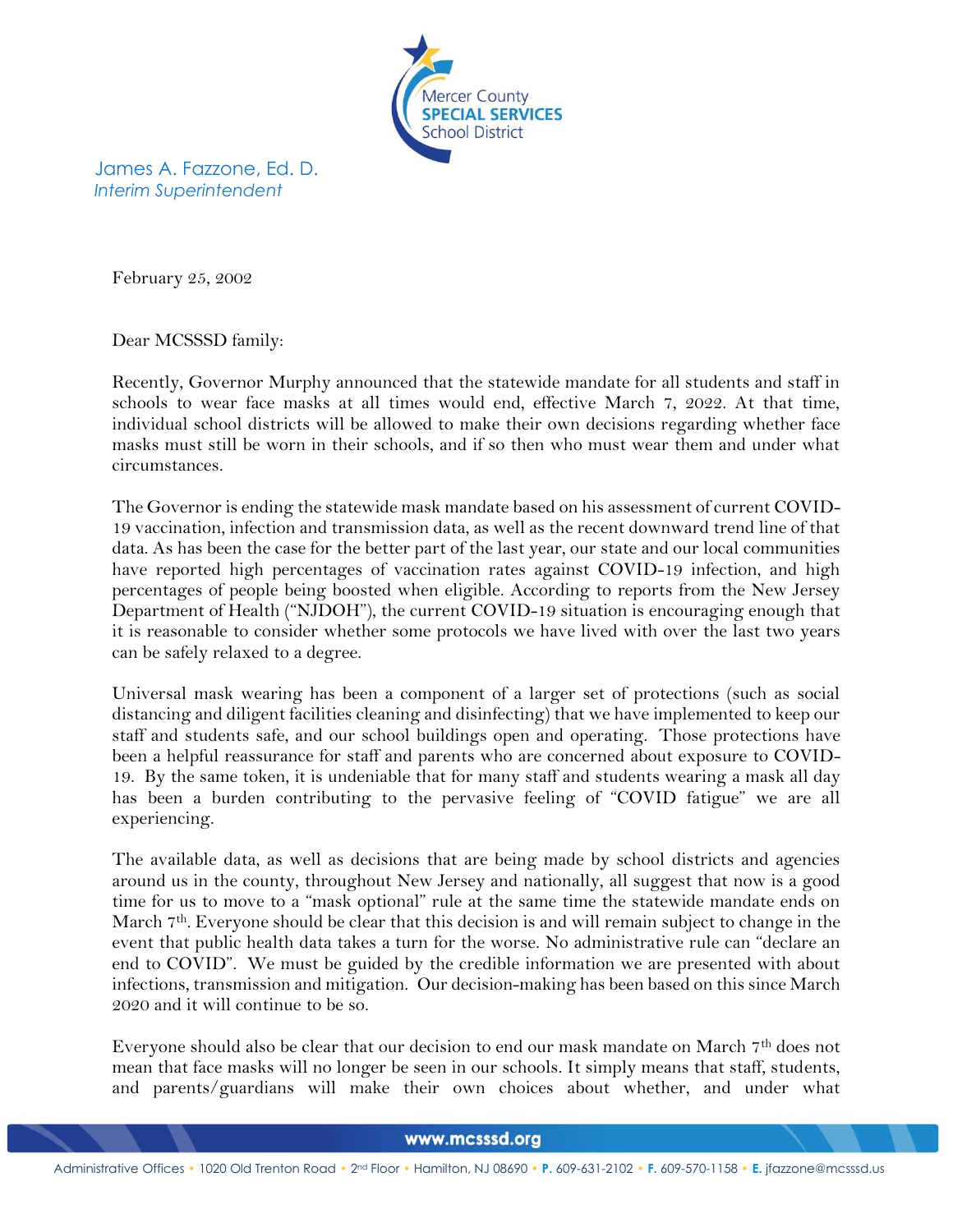Mercer County
**SPECIAL SERVICES**
School District

James A. Fazzone, Ed. D.
*Interim Superintendent*

February 25, 2002

Dear MCSSSD family:

Recently, Governor Murphy announced that the statewide mandate for all students and staff in schools to wear face masks at all times would end, effective March 7, 2022. At that time, individual school districts will be allowed to make their own decisions regarding whether face masks must still be worn in their schools, and if so then who must wear them and under what circumstances.

The Governor is ending the statewide mask mandate based on his assessment of current COVID-19 vaccination, infection and transmission data, as well as the recent downward trend line of that data. As has been the case for the better part of the last year, our state and our local communities have reported high percentages of vaccination rates against COVID-19 infection, and high percentages of people being boosted when eligible. According to reports from the New Jersey Department of Health ("NJDOH"), the current COVID-19 situation is encouraging enough that it is reasonable to consider whether some protocols we have lived with over the last two years can be safely relaxed to a degree.

Universal mask wearing has been a component of a larger set of protections (such as social distancing and diligent facilities cleaning and disinfecting) that we have implemented to keep our staff and students safe, and our school buildings open and operating. Those protections have been a helpful reassurance for staff and parents who are concerned about exposure to COVID-19. By the same token, it is undeniable that for many staff and students wearing a mask all day has been a burden contributing to the pervasive feeling of "COVID fatigue" we are all experiencing.

The available data, as well as decisions that are being made by school districts and agencies around us in the county, throughout New Jersey and nationally, all suggest that now is a good time for us to move to a "mask optional" rule at the same time the statewide mandate ends on March 7th. Everyone should be clear that this decision is and will remain subject to change in the event that public health data takes a turn for the worse. No administrative rule can "declare an end to COVID". We must be guided by the credible information we are presented with about infections, transmission and mitigation. Our decision-making has been based on this since March 2020 and it will continue to be so.

Everyone should also be clear that our decision to end our mask mandate on March 7th does not mean that face masks will no longer be seen in our schools. It simply means that staff, students, and parents/guardians will make their own choices about whether, and under what

www.mcsssd.org

Administrative Offices • 1020 Old Trenton Road • 2nd Floor • Hamilton, NJ 08690 • **P.** 609-631-2102 • **F.** 609-570-1158 • **E.** jfazzone@mcsssd.us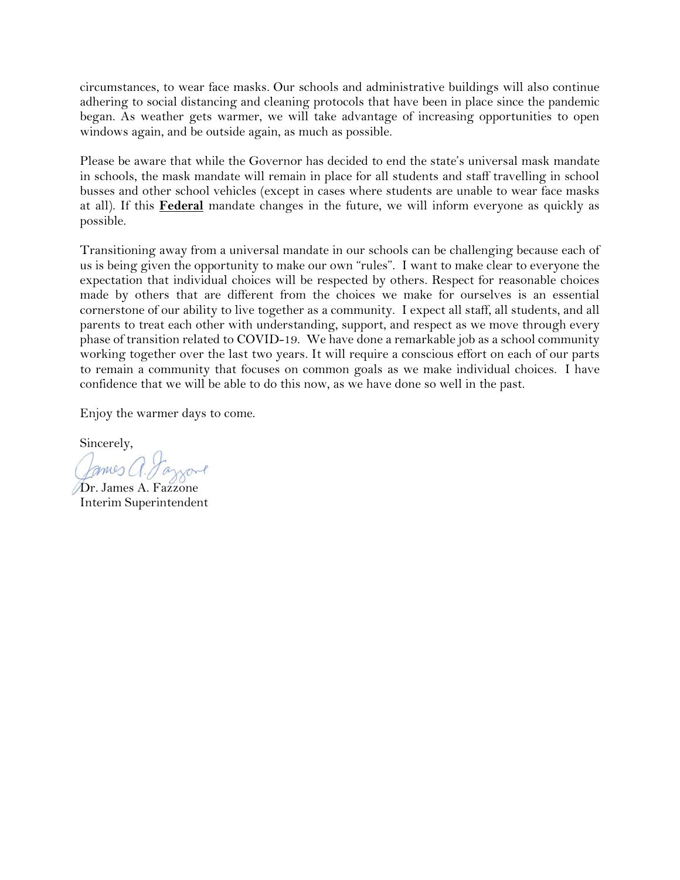circumstances, to wear face masks. Our schools and administrative buildings will also continue adhering to social distancing and cleaning protocols that have been in place since the pandemic began. As weather gets warmer, we will take advantage of increasing opportunities to open windows again, and be outside again, as much as possible.

Please be aware that while the Governor has decided to end the state's universal mask mandate in schools, the mask mandate will remain in place for all students and staff travelling in school busses and other school vehicles (except in cases where students are unable to wear face masks at all). If this **Federal** mandate changes in the future, we will inform everyone as quickly as possible.

Transitioning away from a universal mandate in our schools can be challenging because each of us is being given the opportunity to make our own "rules". I want to make clear to everyone the expectation that individual choices will be respected by others. Respect for reasonable choices made by others that are different from the choices we make for ourselves is an essential cornerstone of our ability to live together as a community. I expect all staff, all students, and all parents to treat each other with understanding, support, and respect as we move through every phase of transition related to COVID-19. We have done a remarkable job as a school community working together over the last two years. It will require a conscious effort on each of our parts to remain a community that focuses on common goals as we make individual choices. I have confidence that we will be able to do this now, as we have done so well in the past.

Enjoy the warmer days to come.

Sincerely,

Dr. James A. Fazzone
Interim Superintendent